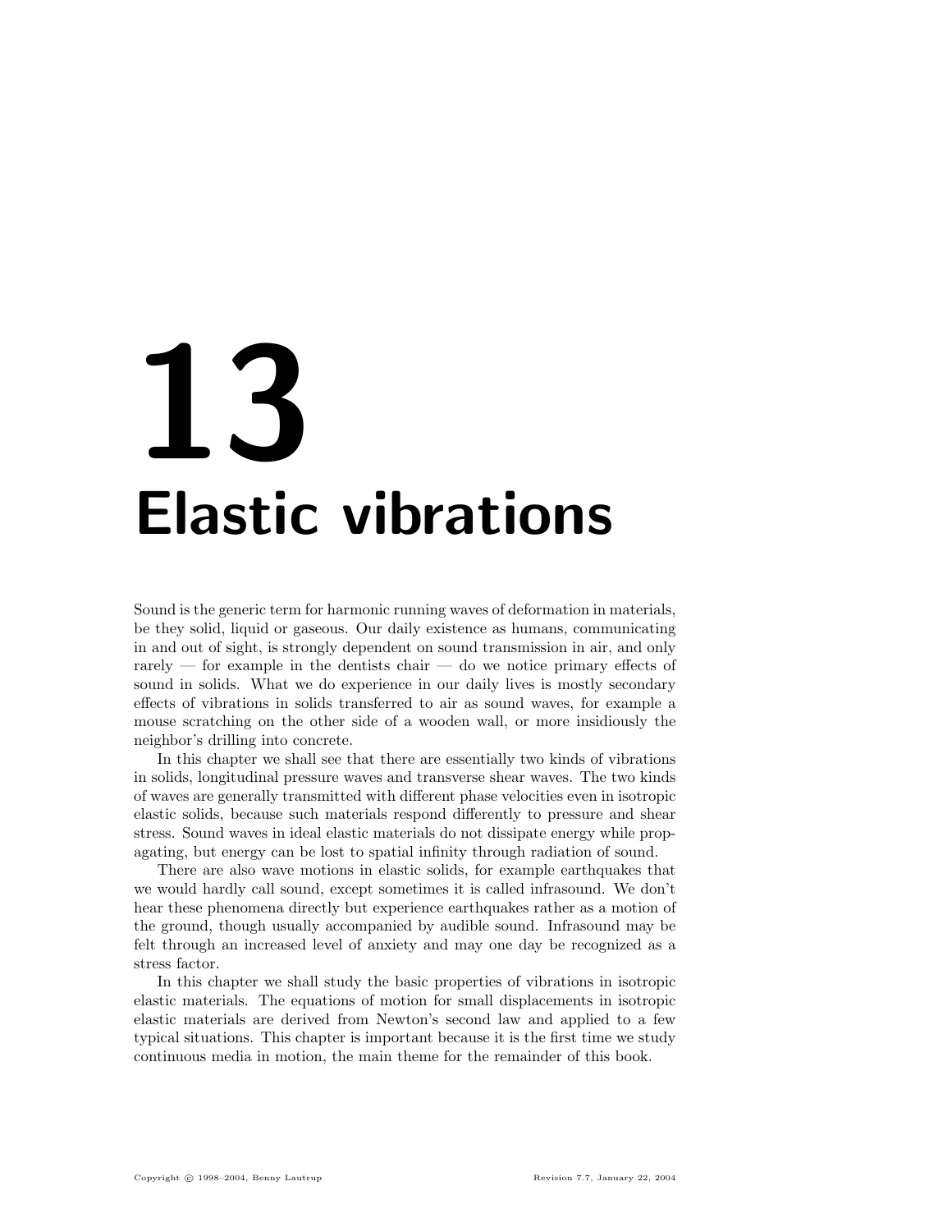# 13 Elastic vibrations

Sound is the generic term for harmonic running waves of deformation in materials, be they solid, liquid or gaseous. Our daily existence as humans, communicating in and out of sight, is strongly dependent on sound transmission in air, and only rarely — for example in the dentists chair — do we notice primary effects of sound in solids. What we do experience in our daily lives is mostly secondary effects of vibrations in solids transferred to air as sound waves, for example a mouse scratching on the other side of a wooden wall, or more insidiously the neighbor's drilling into concrete.

In this chapter we shall see that there are essentially two kinds of vibrations in solids, longitudinal pressure waves and transverse shear waves. The two kinds of waves are generally transmitted with different phase velocities even in isotropic elastic solids, because such materials respond differently to pressure and shear stress. Sound waves in ideal elastic materials do not dissipate energy while propagating, but energy can be lost to spatial infinity through radiation of sound.

There are also wave motions in elastic solids, for example earthquakes that we would hardly call sound, except sometimes it is called infrasound. We don't hear these phenomena directly but experience earthquakes rather as a motion of the ground, though usually accompanied by audible sound. Infrasound may be felt through an increased level of anxiety and may one day be recognized as a stress factor.

In this chapter we shall study the basic properties of vibrations in isotropic elastic materials. The equations of motion for small displacements in isotropic elastic materials are derived from Newton's second law and applied to a few typical situations. This chapter is important because it is the first time we study continuous media in motion, the main theme for the remainder of this book.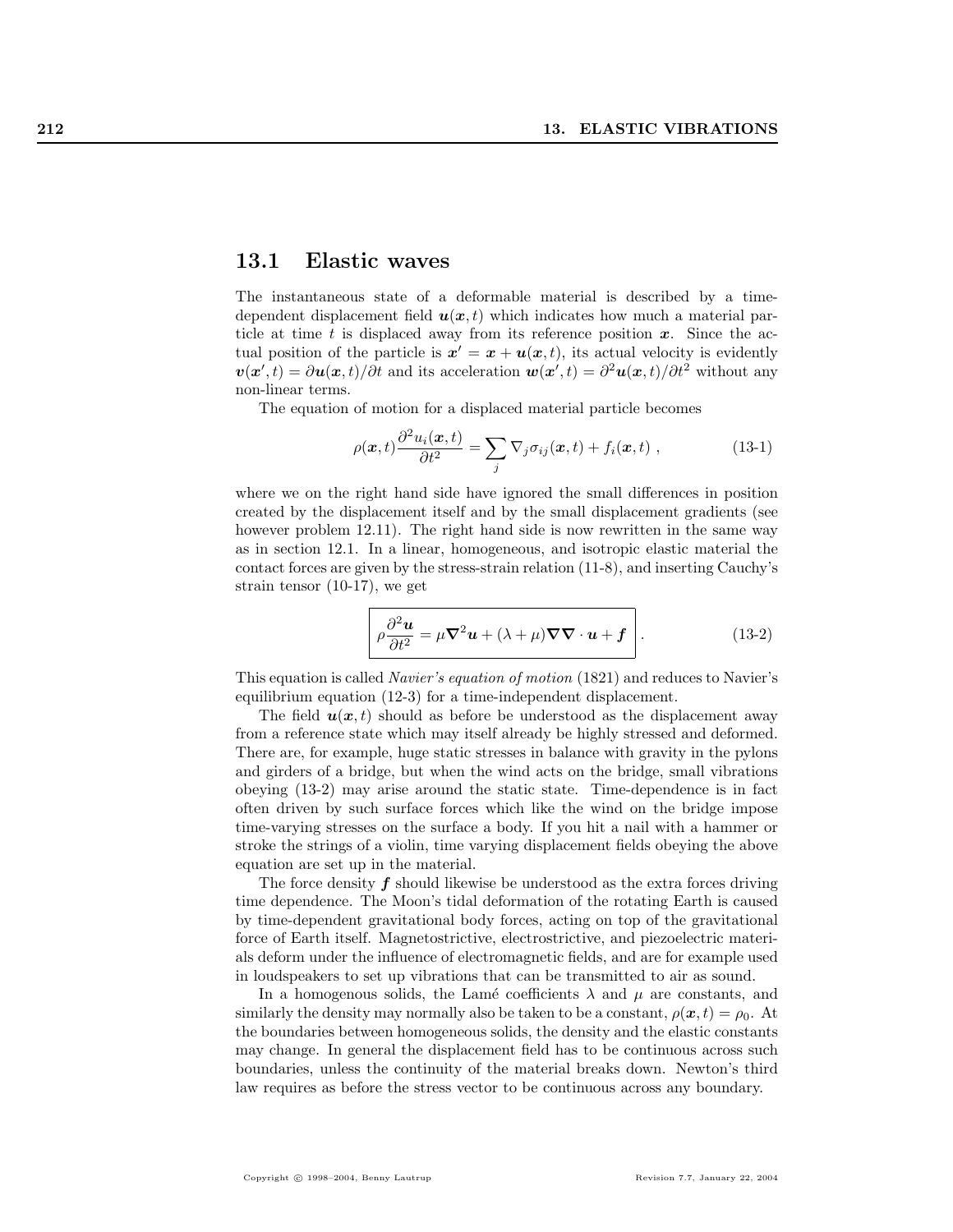## 13.1 Elastic waves

The instantaneous state of a deformable material is described by a time-dependent displacement field $\boldsymbol{u}(\boldsymbol{x}, t)$ which indicates how much a material particle at time $t$ is displaced away from its reference position $\boldsymbol{x}$. Since the actual position of the particle is $\boldsymbol{x}' = \boldsymbol{x} + \boldsymbol{u}(\boldsymbol{x}, t)$, its actual velocity is evidently $\boldsymbol{v}(\boldsymbol{x}', t) = \partial \boldsymbol{u}(\boldsymbol{x}, t)/\partial t$ and its acceleration $\boldsymbol{w}(\boldsymbol{x}', t) = \partial^2 \boldsymbol{u}(\boldsymbol{x}, t)/\partial t^2$ without any non-linear terms.

The equation of motion for a displaced material particle becomes

$$\rho(\boldsymbol{x}, t) \frac{\partial^2 u_i(\boldsymbol{x}, t)}{\partial t^2} = \sum_j \nabla_j \sigma_{ij}(\boldsymbol{x}, t) + f_i(\boldsymbol{x}, t) \; , \tag{13-1}$$

where we on the right hand side have ignored the small differences in position created by the displacement itself and by the small displacement gradients (see however problem 12.11). The right hand side is now rewritten in the same way as in section 12.1. In a linear, homogeneous, and isotropic elastic material the contact forces are given by the stress-strain relation (11-8), and inserting Cauchy's strain tensor (10-17), we get

$$\boxed{\rho \frac{\partial^2 \boldsymbol{u}}{\partial t^2} = \mu \boldsymbol{\nabla}^2 \boldsymbol{u} + (\lambda + \mu) \boldsymbol{\nabla} \boldsymbol{\nabla} \cdot \boldsymbol{u} + \boldsymbol{f}} \; . \tag{13-2}$$

This equation is called *Navier's equation of motion* (1821) and reduces to Navier's equilibrium equation (12-3) for a time-independent displacement.

The field $\boldsymbol{u}(\boldsymbol{x}, t)$ should as before be understood as the displacement away from a reference state which may itself already be highly stressed and deformed. There are, for example, huge static stresses in balance with gravity in the pylons and girders of a bridge, but when the wind acts on the bridge, small vibrations obeying (13-2) may arise around the static state. Time-dependence is in fact often driven by such surface forces which like the wind on the bridge impose time-varying stresses on the surface a body. If you hit a nail with a hammer or stroke the strings of a violin, time varying displacement fields obeying the above equation are set up in the material.

The force density $\boldsymbol{f}$ should likewise be understood as the extra forces driving time dependence. The Moon's tidal deformation of the rotating Earth is caused by time-dependent gravitational body forces, acting on top of the gravitational force of Earth itself. Magnetostrictive, electrostrictive, and piezoelectric materials deform under the influence of electromagnetic fields, and are for example used in loudspeakers to set up vibrations that can be transmitted to air as sound.

In a homogenous solids, the Lamé coefficients $\lambda$ and $\mu$ are constants, and similarly the density may normally also be taken to be a constant, $\rho(\boldsymbol{x}, t) = \rho_0$. At the boundaries between homogeneous solids, the density and the elastic constants may change. In general the displacement field has to be continuous across such boundaries, unless the continuity of the material breaks down. Newton's third law requires as before the stress vector to be continuous across any boundary.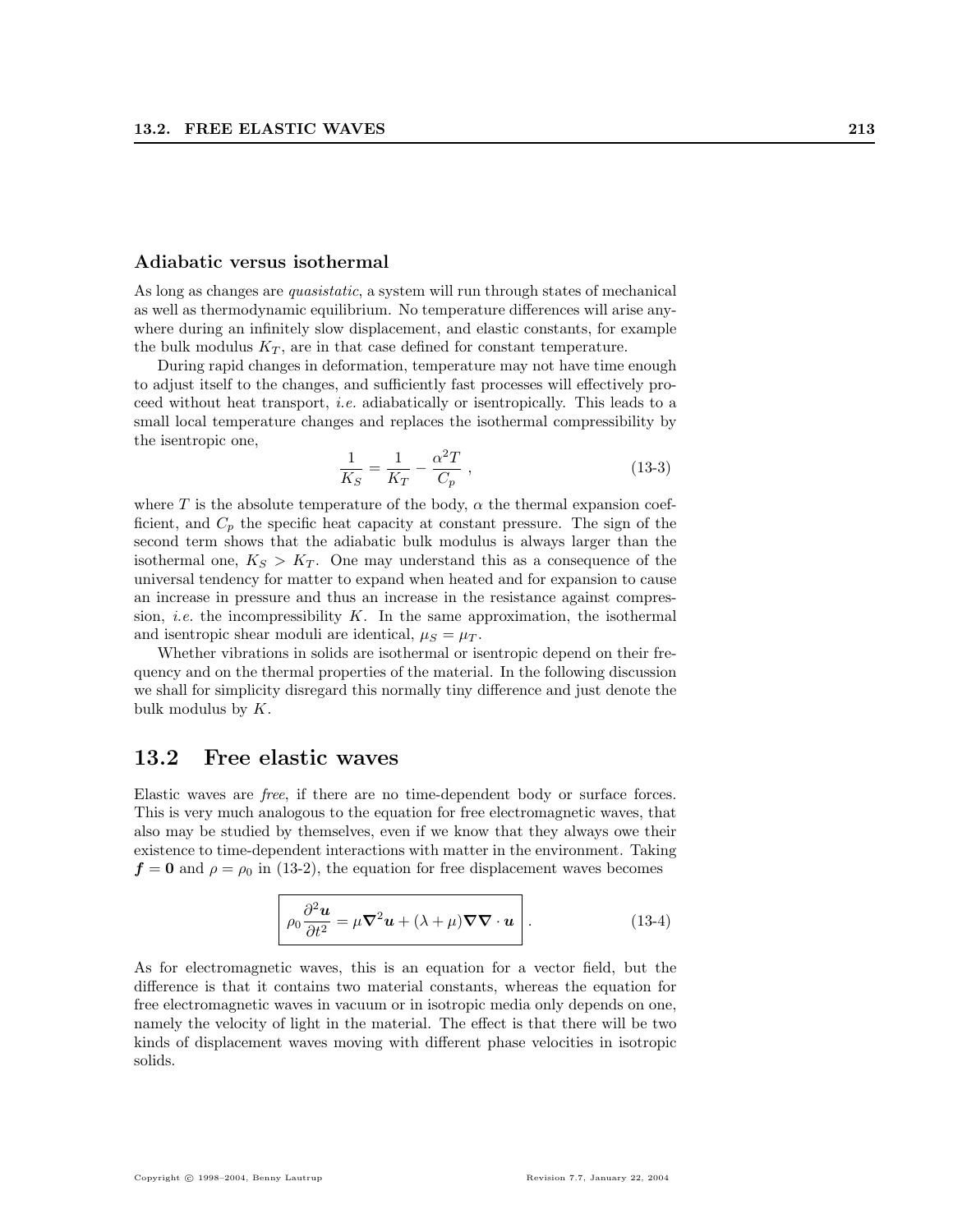### Adiabatic versus isothermal

As long as changes are *quasistatic*, a system will run through states of mechanical as well as thermodynamic equilibrium. No temperature differences will arise anywhere during an infinitely slow displacement, and elastic constants, for example the bulk modulus $K_T$, are in that case defined for constant temperature.

During rapid changes in deformation, temperature may not have time enough to adjust itself to the changes, and sufficiently fast processes will effectively proceed without heat transport, *i.e.* adiabatically or isentropically. This leads to a small local temperature changes and replaces the isothermal compressibility by the isentropic one,

$$\frac{1}{K_S} = \frac{1}{K_T} - \frac{\alpha^2 T}{C_p} , \tag{13-3}$$

where $T$ is the absolute temperature of the body, $\alpha$ the thermal expansion coefficient, and $C_p$ the specific heat capacity at constant pressure. The sign of the second term shows that the adiabatic bulk modulus is always larger than the isothermal one, $K_S > K_T$. One may understand this as a consequence of the universal tendency for matter to expand when heated and for expansion to cause an increase in pressure and thus an increase in the resistance against compression, *i.e.* the incompressibility $K$. In the same approximation, the isothermal and isentropic shear moduli are identical, $\mu_S = \mu_T$.

Whether vibrations in solids are isothermal or isentropic depend on their frequency and on the thermal properties of the material. In the following discussion we shall for simplicity disregard this normally tiny difference and just denote the bulk modulus by $K$.

## 13.2 Free elastic waves

Elastic waves are *free*, if there are no time-dependent body or surface forces. This is very much analogous to the equation for free electromagnetic waves, that also may be studied by themselves, even if we know that they always owe their existence to time-dependent interactions with matter in the environment. Taking $\boldsymbol{f} = \boldsymbol{0}$ and $\rho = \rho_0$ in (13-2), the equation for free displacement waves becomes

$$\boxed{\rho_0 \frac{\partial^2 \boldsymbol{u}}{\partial t^2} = \mu \boldsymbol{\nabla}^2 \boldsymbol{u} + (\lambda + \mu) \boldsymbol{\nabla} \boldsymbol{\nabla} \cdot \boldsymbol{u}} \, . \tag{13-4}$$

As for electromagnetic waves, this is an equation for a vector field, but the difference is that it contains two material constants, whereas the equation for free electromagnetic waves in vacuum or in isotropic media only depends on one, namely the velocity of light in the material. The effect is that there will be two kinds of displacement waves moving with different phase velocities in isotropic solids.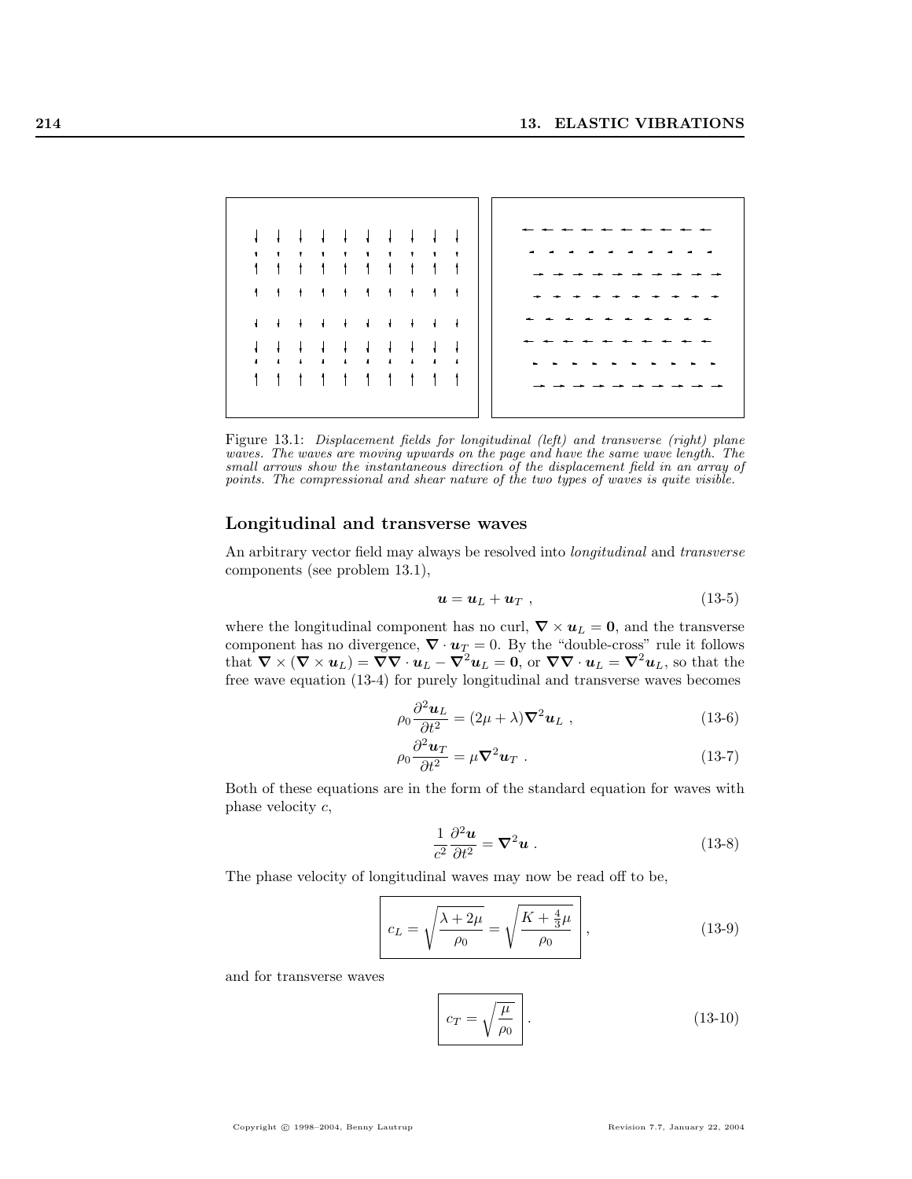Figure 13.1: *Displacement fields for longitudinal (left) and transverse (right) plane waves. The waves are moving upwards on the page and have the same wave length. The small arrows show the instantaneous direction of the displacement field in an array of points. The compressional and shear nature of the two types of waves is quite visible.*

### Longitudinal and transverse waves

An arbitrary vector field may always be resolved into *longitudinal* and *transverse* components (see problem 13.1),

$$\boldsymbol{u} = \boldsymbol{u}_L + \boldsymbol{u}_T \ , \tag{13-5}$$

where the longitudinal component has no curl, $\boldsymbol{\nabla} \times \boldsymbol{u}_L = \boldsymbol{0}$, and the transverse component has no divergence, $\boldsymbol{\nabla} \cdot \boldsymbol{u}_T = 0$. By the "double-cross" rule it follows that $\boldsymbol{\nabla} \times (\boldsymbol{\nabla} \times \boldsymbol{u}_L) = \boldsymbol{\nabla}\boldsymbol{\nabla} \cdot \boldsymbol{u}_L - \boldsymbol{\nabla}^2 \boldsymbol{u}_L = \boldsymbol{0}$, or $\boldsymbol{\nabla}\boldsymbol{\nabla} \cdot \boldsymbol{u}_L = \boldsymbol{\nabla}^2 \boldsymbol{u}_L$, so that the free wave equation (13-4) for purely longitudinal and transverse waves becomes

$$\rho_0 \frac{\partial^2 \boldsymbol{u}_L}{\partial t^2} = (2\mu + \lambda)\boldsymbol{\nabla}^2 \boldsymbol{u}_L \ , \tag{13-6}$$

$$\rho_0 \frac{\partial^2 \boldsymbol{u}_T}{\partial t^2} = \mu \boldsymbol{\nabla}^2 \boldsymbol{u}_T \ . \tag{13-7}$$

Both of these equations are in the form of the standard equation for waves with phase velocity $c$,

$$\frac{1}{c^2} \frac{\partial^2 \boldsymbol{u}}{\partial t^2} = \boldsymbol{\nabla}^2 \boldsymbol{u} \ . \tag{13-8}$$

The phase velocity of longitudinal waves may now be read off to be,

$$\boxed{c_L = \sqrt{\frac{\lambda + 2\mu}{\rho_0}} = \sqrt{\frac{K + \frac{4}{3}\mu}{\rho_0}}} \ , \tag{13-9}$$

and for transverse waves

$$\boxed{c_T = \sqrt{\frac{\mu}{\rho_0}}} \ . \tag{13-10}$$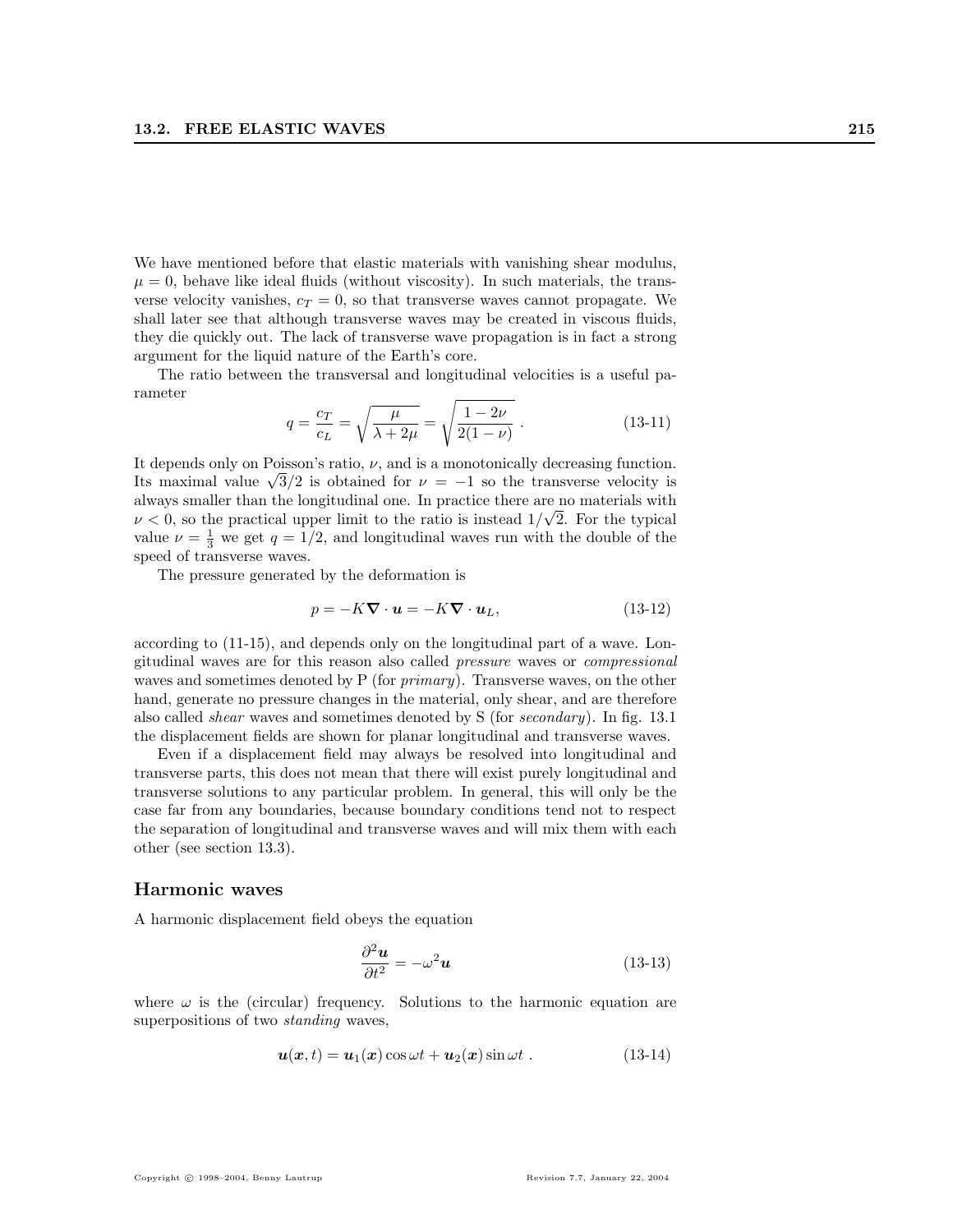We have mentioned before that elastic materials with vanishing shear modulus, $\mu = 0$, behave like ideal fluids (without viscosity). In such materials, the transverse velocity vanishes, $c_T = 0$, so that transverse waves cannot propagate. We shall later see that although transverse waves may be created in viscous fluids, they die quickly out. The lack of transverse wave propagation is in fact a strong argument for the liquid nature of the Earth's core.

The ratio between the transversal and longitudinal velocities is a useful parameter

$$q = \frac{c_T}{c_L} = \sqrt{\frac{\mu}{\lambda + 2\mu}} = \sqrt{\frac{1 - 2\nu}{2(1 - \nu)}} \, . \tag{13-11}$$

It depends only on Poisson's ratio, $\nu$, and is a monotonically decreasing function. Its maximal value $\sqrt{3}/2$ is obtained for $\nu = -1$ so the transverse velocity is always smaller than the longitudinal one. In practice there are no materials with $\nu < 0$, so the practical upper limit to the ratio is instead $1/\sqrt{2}$. For the typical value $\nu = \frac{1}{3}$ we get $q = 1/2$, and longitudinal waves run with the double of the speed of transverse waves.

The pressure generated by the deformation is

$$p = -K \boldsymbol{\nabla} \cdot \boldsymbol{u} = -K \boldsymbol{\nabla} \cdot \boldsymbol{u}_L, \tag{13-12}$$

according to (11-15), and depends only on the longitudinal part of a wave. Longitudinal waves are for this reason also called *pressure* waves or *compressional* waves and sometimes denoted by P (for *primary*). Transverse waves, on the other hand, generate no pressure changes in the material, only shear, and are therefore also called *shear* waves and sometimes denoted by S (for *secondary*). In fig. 13.1 the displacement fields are shown for planar longitudinal and transverse waves.

Even if a displacement field may always be resolved into longitudinal and transverse parts, this does not mean that there will exist purely longitudinal and transverse solutions to any particular problem. In general, this will only be the case far from any boundaries, because boundary conditions tend not to respect the separation of longitudinal and transverse waves and will mix them with each other (see section 13.3).

### Harmonic waves

A harmonic displacement field obeys the equation

$$\frac{\partial^2 \boldsymbol{u}}{\partial t^2} = -\omega^2 \boldsymbol{u} \tag{13-13}$$

where $\omega$ is the (circular) frequency. Solutions to the harmonic equation are superpositions of two *standing* waves,

$$\boldsymbol{u}(\boldsymbol{x}, t) = \boldsymbol{u}_1(\boldsymbol{x}) \cos \omega t + \boldsymbol{u}_2(\boldsymbol{x}) \sin \omega t \, . \tag{13-14}$$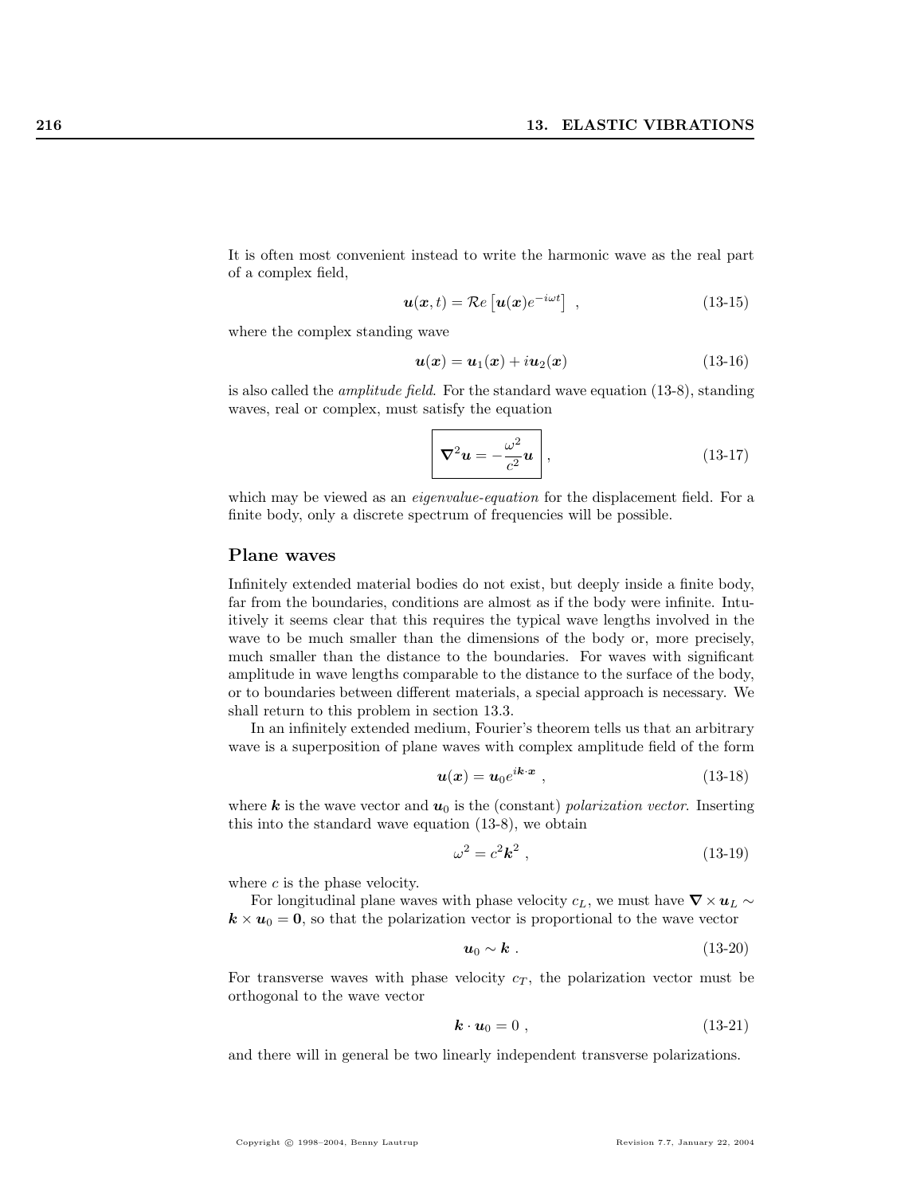It is often most convenient instead to write the harmonic wave as the real part of a complex field,

$$\boldsymbol{u}(\boldsymbol{x},t) = \mathcal{R}e\left[\boldsymbol{u}(\boldsymbol{x})e^{-i\omega t}\right] \ , \tag{13-15}$$

where the complex standing wave

$$\boldsymbol{u}(\boldsymbol{x}) = \boldsymbol{u}_1(\boldsymbol{x}) + i\boldsymbol{u}_2(\boldsymbol{x}) \tag{13-16}$$

is also called the *amplitude field*. For the standard wave equation (13-8), standing waves, real or complex, must satisfy the equation

$$\boxed{\boldsymbol{\nabla}^2\boldsymbol{u} = -\frac{\omega^2}{c^2}\boldsymbol{u}} \ , \tag{13-17}$$

which may be viewed as an *eigenvalue-equation* for the displacement field. For a finite body, only a discrete spectrum of frequencies will be possible.

## Plane waves

Infinitely extended material bodies do not exist, but deeply inside a finite body, far from the boundaries, conditions are almost as if the body were infinite. Intuitively it seems clear that this requires the typical wave lengths involved in the wave to be much smaller than the dimensions of the body or, more precisely, much smaller than the distance to the boundaries. For waves with significant amplitude in wave lengths comparable to the distance to the surface of the body, or to boundaries between different materials, a special approach is necessary. We shall return to this problem in section 13.3.

In an infinitely extended medium, Fourier's theorem tells us that an arbitrary wave is a superposition of plane waves with complex amplitude field of the form

$$\boldsymbol{u}(\boldsymbol{x}) = \boldsymbol{u}_0 e^{i\boldsymbol{k}\cdot\boldsymbol{x}} \ , \tag{13-18}$$

where $\boldsymbol{k}$ is the wave vector and $\boldsymbol{u}_0$ is the (constant) *polarization vector*. Inserting this into the standard wave equation (13-8), we obtain

$$\omega^2 = c^2\boldsymbol{k}^2 \ , \tag{13-19}$$

where $c$ is the phase velocity.

For longitudinal plane waves with phase velocity $c_L$, we must have $\boldsymbol{\nabla}\times\boldsymbol{u}_L \sim \boldsymbol{k}\times\boldsymbol{u}_0 = \boldsymbol{0}$, so that the polarization vector is proportional to the wave vector

$$\boldsymbol{u}_0 \sim \boldsymbol{k} \ . \tag{13-20}$$

For transverse waves with phase velocity $c_T$, the polarization vector must be orthogonal to the wave vector

$$\boldsymbol{k}\cdot\boldsymbol{u}_0 = 0 \ , \tag{13-21}$$

and there will in general be two linearly independent transverse polarizations.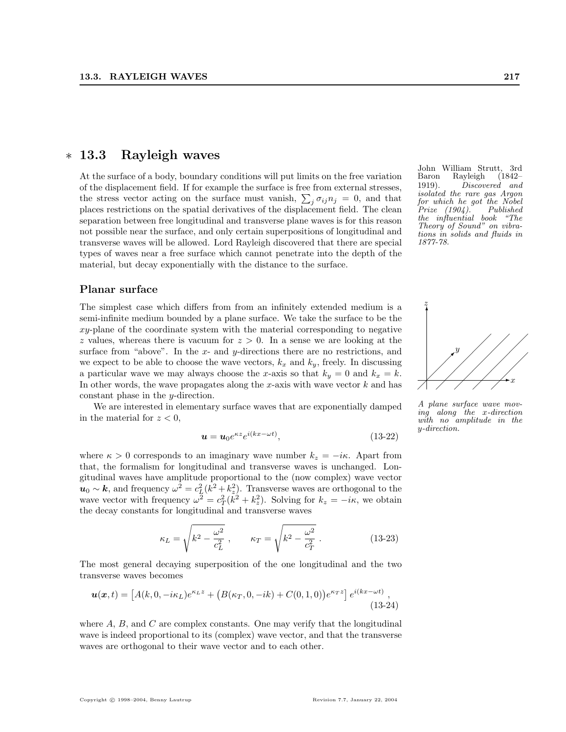## ∗ 13.3 Rayleigh waves

At the surface of a body, boundary conditions will put limits on the free variation of the displacement field. If for example the surface is free from external stresses, the stress vector acting on the surface must vanish, $\sum_j \sigma_{ij} n_j = 0$, and that places restrictions on the spatial derivatives of the displacement field. The clean separation between free longitudinal and transverse plane waves is for this reason not possible near the surface, and only certain superpositions of longitudinal and transverse waves will be allowed. Lord Rayleigh discovered that there are special types of waves near a free surface which cannot penetrate into the depth of the material, but decay exponentially with the distance to the surface.

*John William Strutt, 3rd Baron Rayleigh (1842–1919). Discovered and isolated the rare gas Argon for which he got the Nobel Prize (1904). Published the influential book "The Theory of Sound" on vibrations in solids and fluids in 1877-78.*

### Planar surface

The simplest case which differs from from an infinitely extended medium is a semi-infinite medium bounded by a plane surface. We take the surface to be the $xy$-plane of the coordinate system with the material corresponding to negative $z$ values, whereas there is vacuum for $z > 0$. In a sense we are looking at the surface from "above". In the $x$- and $y$-directions there are no restrictions, and we expect to be able to choose the wave vectors, $k_x$ and $k_y$, freely. In discussing a particular wave we may always choose the $x$-axis so that $k_y = 0$ and $k_x = k$. In other words, the wave propagates along the $x$-axis with wave vector $k$ and has constant phase in the $y$-direction.

*A plane surface wave moving along the x-direction with no amplitude in the y-direction.*

We are interested in elementary surface waves that are exponentially damped in the material for $z < 0$,

$$\boldsymbol{u} = \boldsymbol{u}_0 e^{\kappa z} e^{i(kx-\omega t)}, \tag{13-22}$$

where $\kappa > 0$ corresponds to an imaginary wave number $k_z = -i\kappa$. Apart from that, the formalism for longitudinal and transverse waves is unchanged. Longitudinal waves have amplitude proportional to the (now complex) wave vector $\boldsymbol{u}_0 \sim \boldsymbol{k}$, and frequency $\omega^2 = c_L^2(k^2 + k_z^2)$. Transverse waves are orthogonal to the wave vector with frequency $\omega^2 = c_T^2(k^2 + k_z^2)$. Solving for $k_z = -i\kappa$, we obtain the decay constants for longitudinal and transverse waves

$$\kappa_L = \sqrt{k^2 - \frac{\omega^2}{c_L^2}}\,, \qquad \kappa_T = \sqrt{k^2 - \frac{\omega^2}{c_T^2}}\,. \tag{13-23}$$

The most general decaying superposition of the one longitudinal and the two transverse waves becomes

$$\boldsymbol{u}(\boldsymbol{x},t) = \left[A(k,0,-i\kappa_L)e^{\kappa_L z} + \big(B(\kappa_T,0,-ik) + C(0,1,0)\big)e^{\kappa_T z}\right] e^{i(kx-\omega t)}\,, \tag{13-24}$$

where $A$, $B$, and $C$ are complex constants. One may verify that the longitudinal wave is indeed proportional to its (complex) wave vector, and that the transverse waves are orthogonal to their wave vector and to each other.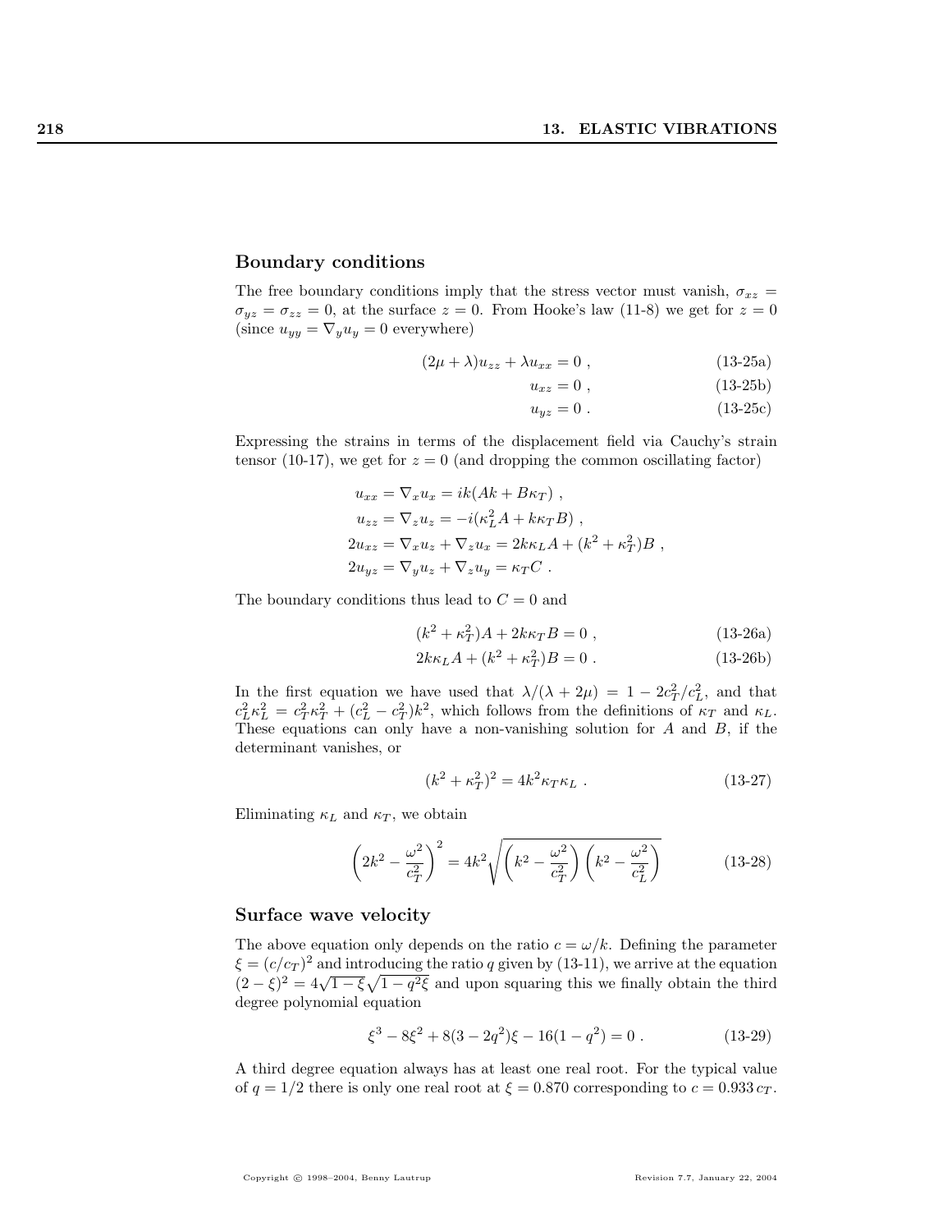### Boundary conditions

The free boundary conditions imply that the stress vector must vanish, $\sigma_{xz} = \sigma_{yz} = \sigma_{zz} = 0$, at the surface $z = 0$. From Hooke's law (11-8) we get for $z = 0$ (since $u_{yy} = \nabla_y u_y = 0$ everywhere)

$$(2\mu + \lambda)u_{zz} + \lambda u_{xx} = 0 \ , \tag{13-25a}$$

$$u_{xz} = 0 \ , \tag{13-25b}$$

$$u_{yz} = 0 \ . \tag{13-25c}$$

Expressing the strains in terms of the displacement field via Cauchy's strain tensor (10-17), we get for $z = 0$ (and dropping the common oscillating factor)

$$\begin{aligned}
u_{xx} &= \nabla_x u_x = ik(Ak + B\kappa_T) \ , \\
u_{zz} &= \nabla_z u_z = -i(\kappa_L^2 A + k\kappa_T B) \ , \\
2u_{xz} &= \nabla_x u_z + \nabla_z u_x = 2k\kappa_L A + (k^2 + \kappa_T^2)B \ , \\
2u_{yz} &= \nabla_y u_z + \nabla_z u_y = \kappa_T C \ .
\end{aligned}$$

The boundary conditions thus lead to $C = 0$ and

$$(k^2 + \kappa_T^2)A + 2k\kappa_T B = 0 \ , \tag{13-26a}$$

$$2k\kappa_L A + (k^2 + \kappa_T^2)B = 0 \ . \tag{13-26b}$$

In the first equation we have used that $\lambda/(\lambda + 2\mu) = 1 - 2c_T^2/c_L^2$, and that $c_L^2\kappa_L^2 = c_T^2\kappa_T^2 + (c_L^2 - c_T^2)k^2$, which follows from the definitions of $\kappa_T$ and $\kappa_L$. These equations can only have a non-vanishing solution for $A$ and $B$, if the determinant vanishes, or

$$(k^2 + \kappa_T^2)^2 = 4k^2\kappa_T\kappa_L \ . \tag{13-27}$$

Eliminating $\kappa_L$ and $\kappa_T$, we obtain

$$\left(2k^2 - \frac{\omega^2}{c_T^2}\right)^2 = 4k^2\sqrt{\left(k^2 - \frac{\omega^2}{c_T^2}\right)\left(k^2 - \frac{\omega^2}{c_L^2}\right)} \tag{13-28}$$

### Surface wave velocity

The above equation only depends on the ratio $c = \omega/k$. Defining the parameter $\xi = (c/c_T)^2$ and introducing the ratio $q$ given by (13-11), we arrive at the equation $(2 - \xi)^2 = 4\sqrt{1 - \xi}\sqrt{1 - q^2\xi}$ and upon squaring this we finally obtain the third degree polynomial equation

$$\xi^3 - 8\xi^2 + 8(3 - 2q^2)\xi - 16(1 - q^2) = 0 \ . \tag{13-29}$$

A third degree equation always has at least one real root. For the typical value of $q = 1/2$ there is only one real root at $\xi = 0.870$ corresponding to $c = 0.933\, c_T$.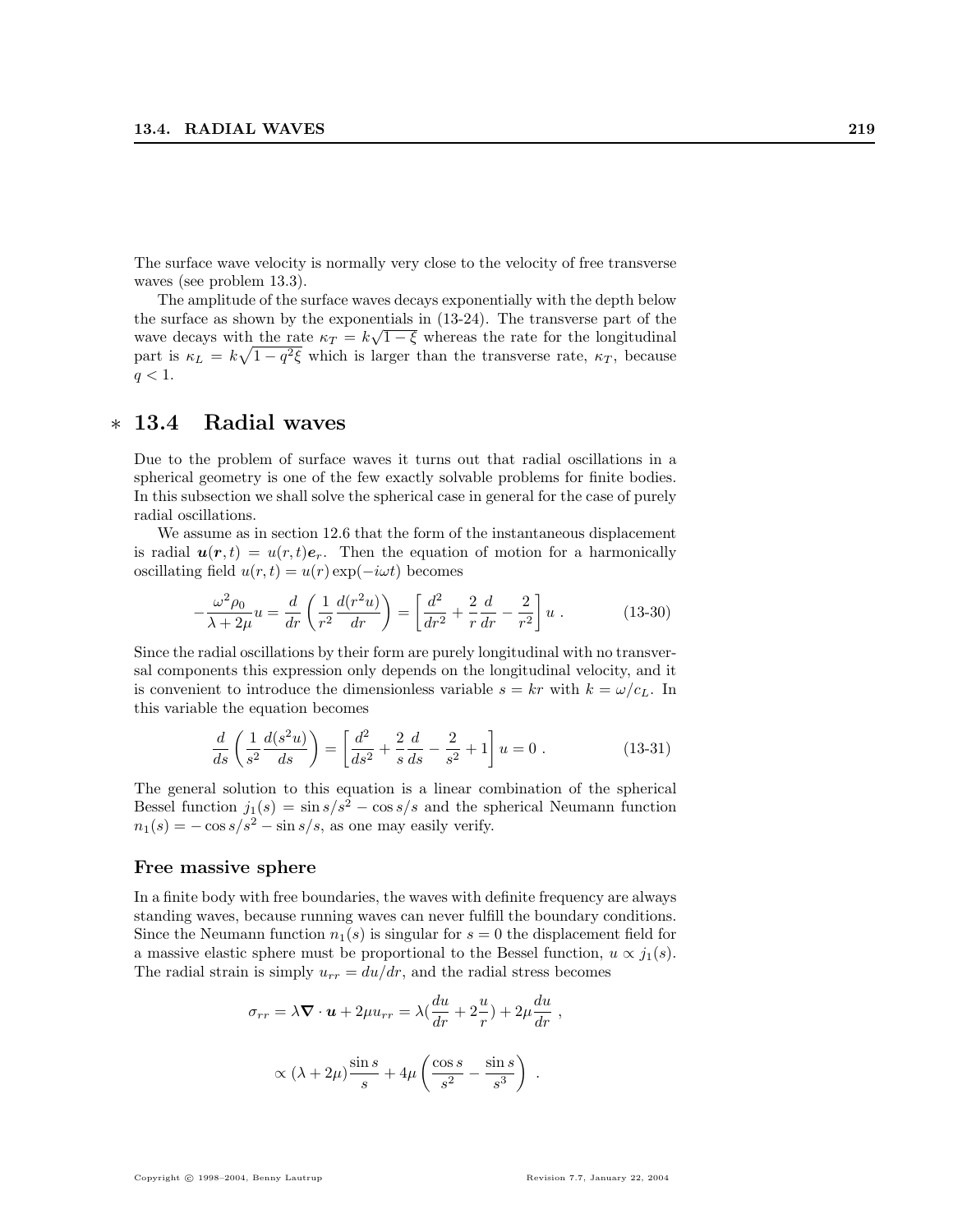The surface wave velocity is normally very close to the velocity of free transverse waves (see problem 13.3).

The amplitude of the surface waves decays exponentially with the depth below the surface as shown by the exponentials in (13-24). The transverse part of the wave decays with the rate $\kappa_T = k\sqrt{1-\xi}$ whereas the rate for the longitudinal part is $\kappa_L = k\sqrt{1-q^2\xi}$ which is larger than the transverse rate, $\kappa_T$, because $q < 1$.

## * 13.4 Radial waves

Due to the problem of surface waves it turns out that radial oscillations in a spherical geometry is one of the few exactly solvable problems for finite bodies. In this subsection we shall solve the spherical case in general for the case of purely radial oscillations.

We assume as in section 12.6 that the form of the instantaneous displacement is radial $\boldsymbol{u}(\boldsymbol{r},t) = u(r,t)\boldsymbol{e}_r$. Then the equation of motion for a harmonically oscillating field $u(r,t) = u(r)\exp(-i\omega t)$ becomes

$$-\frac{\omega^2\rho_0}{\lambda+2\mu}u = \frac{d}{dr}\left(\frac{1}{r^2}\frac{d(r^2u)}{dr}\right) = \left[\frac{d^2}{dr^2} + \frac{2}{r}\frac{d}{dr} - \frac{2}{r^2}\right]u \, . \tag{13-30}$$

Since the radial oscillations by their form are purely longitudinal with no transversal components this expression only depends on the longitudinal velocity, and it is convenient to introduce the dimensionless variable $s = kr$ with $k = \omega/c_L$. In this variable the equation becomes

$$\frac{d}{ds}\left(\frac{1}{s^2}\frac{d(s^2u)}{ds}\right) = \left[\frac{d^2}{ds^2} + \frac{2}{s}\frac{d}{ds} - \frac{2}{s^2} + 1\right]u = 0 \, . \tag{13-31}$$

The general solution to this equation is a linear combination of the spherical Bessel function $j_1(s) = \sin s/s^2 - \cos s/s$ and the spherical Neumann function $n_1(s) = -\cos s/s^2 - \sin s/s$, as one may easily verify.

### Free massive sphere

In a finite body with free boundaries, the waves with definite frequency are always standing waves, because running waves can never fulfill the boundary conditions. Since the Neumann function $n_1(s)$ is singular for $s = 0$ the displacement field for a massive elastic sphere must be proportional to the Bessel function, $u \propto j_1(s)$. The radial strain is simply $u_{rr} = du/dr$, and the radial stress becomes

$$\sigma_{rr} = \lambda\boldsymbol{\nabla}\cdot\boldsymbol{u} + 2\mu u_{rr} = \lambda\left(\frac{du}{dr} + 2\frac{u}{r}\right) + 2\mu\frac{du}{dr} \, ,$$

$$\propto (\lambda+2\mu)\frac{\sin s}{s} + 4\mu\left(\frac{\cos s}{s^2} - \frac{\sin s}{s^3}\right) \, .$$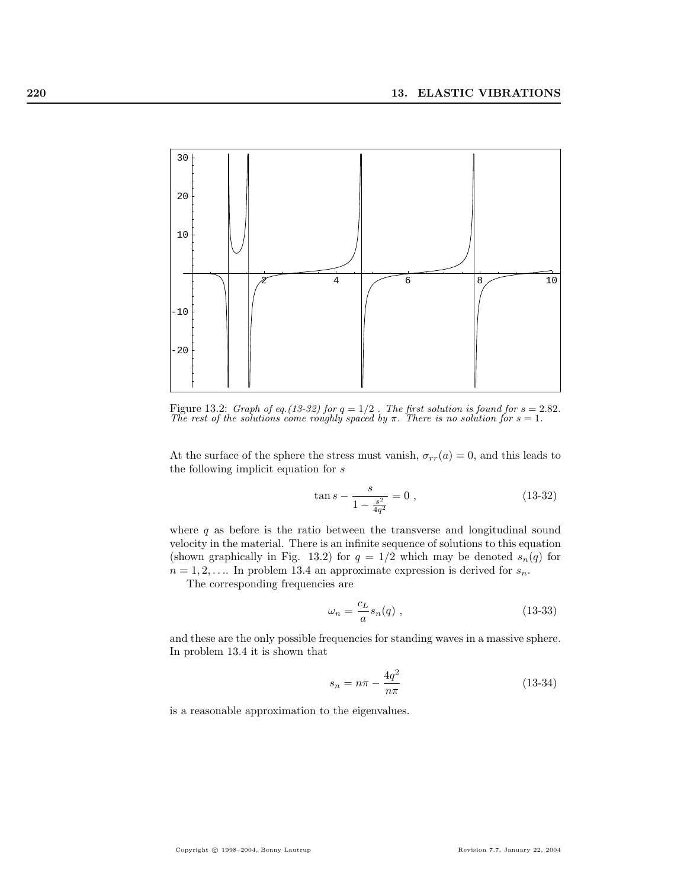Figure 13.2: *Graph of eq.(13-32) for $q = 1/2$ . The first solution is found for $s = 2.82$. The rest of the solutions come roughly spaced by $\pi$. There is no solution for $s = 1$.*

At the surface of the sphere the stress must vanish, $\sigma_{rr}(a) = 0$, and this leads to the following implicit equation for $s$

$$\tan s - \frac{s}{1 - \frac{s^2}{4q^2}} = 0 \; , \tag{13-32}$$

where $q$ as before is the ratio between the transverse and longitudinal sound velocity in the material. There is an infinite sequence of solutions to this equation (shown graphically in Fig. 13.2) for $q = 1/2$ which may be denoted $s_n(q)$ for $n = 1, 2, \ldots$. In problem 13.4 an approximate expression is derived for $s_n$.

The corresponding frequencies are

$$\omega_n = \frac{c_L}{a} s_n(q) \; , \tag{13-33}$$

and these are the only possible frequencies for standing waves in a massive sphere. In problem 13.4 it is shown that

$$s_n = n\pi - \frac{4q^2}{n\pi} \tag{13-34}$$

is a reasonable approximation to the eigenvalues.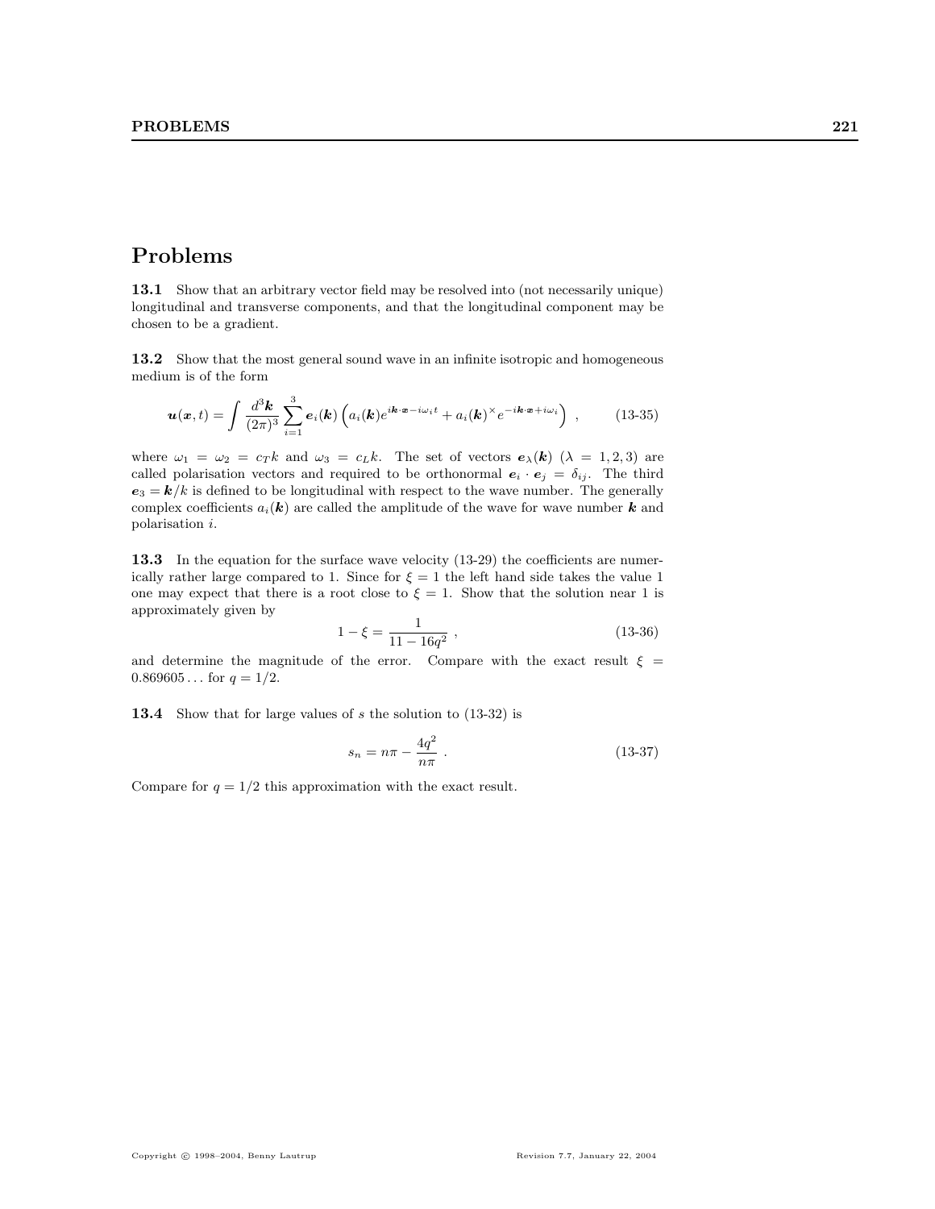# Problems

**13.1** Show that an arbitrary vector field may be resolved into (not necessarily unique) longitudinal and transverse components, and that the longitudinal component may be chosen to be a gradient.

**13.2** Show that the most general sound wave in an infinite isotropic and homogeneous medium is of the form

$$\boldsymbol{u}(\boldsymbol{x},t) = \int \frac{d^3\boldsymbol{k}}{(2\pi)^3} \sum_{i=1}^{3} \boldsymbol{e}_i(\boldsymbol{k}) \left( a_i(\boldsymbol{k}) e^{i\boldsymbol{k}\cdot\boldsymbol{x} - i\omega_i t} + a_i(\boldsymbol{k})^{\times} e^{-i\boldsymbol{k}\cdot\boldsymbol{x} + i\omega_i} \right) , \qquad \text{(13-35)}$$

where $\omega_1 = \omega_2 = c_T k$ and $\omega_3 = c_L k$. The set of vectors $\boldsymbol{e}_\lambda(\boldsymbol{k})$ ($\lambda = 1, 2, 3$) are called polarisation vectors and required to be orthonormal $\boldsymbol{e}_i \cdot \boldsymbol{e}_j = \delta_{ij}$. The third $\boldsymbol{e}_3 = \boldsymbol{k}/k$ is defined to be longitudinal with respect to the wave number. The generally complex coefficients $a_i(\boldsymbol{k})$ are called the amplitude of the wave for wave number $\boldsymbol{k}$ and polarisation $i$.

**13.3** In the equation for the surface wave velocity (13-29) the coefficients are numerically rather large compared to 1. Since for $\xi = 1$ the left hand side takes the value 1 one may expect that there is a root close to $\xi = 1$. Show that the solution near 1 is approximately given by

$$1 - \xi = \frac{1}{11 - 16q^2} , \qquad \text{(13-36)}$$

and determine the magnitude of the error. Compare with the exact result $\xi = 0.869605\ldots$ for $q = 1/2$.

**13.4** Show that for large values of $s$ the solution to (13-32) is

$$s_n = n\pi - \frac{4q^2}{n\pi} . \qquad \text{(13-37)}$$

Compare for $q = 1/2$ this approximation with the exact result.